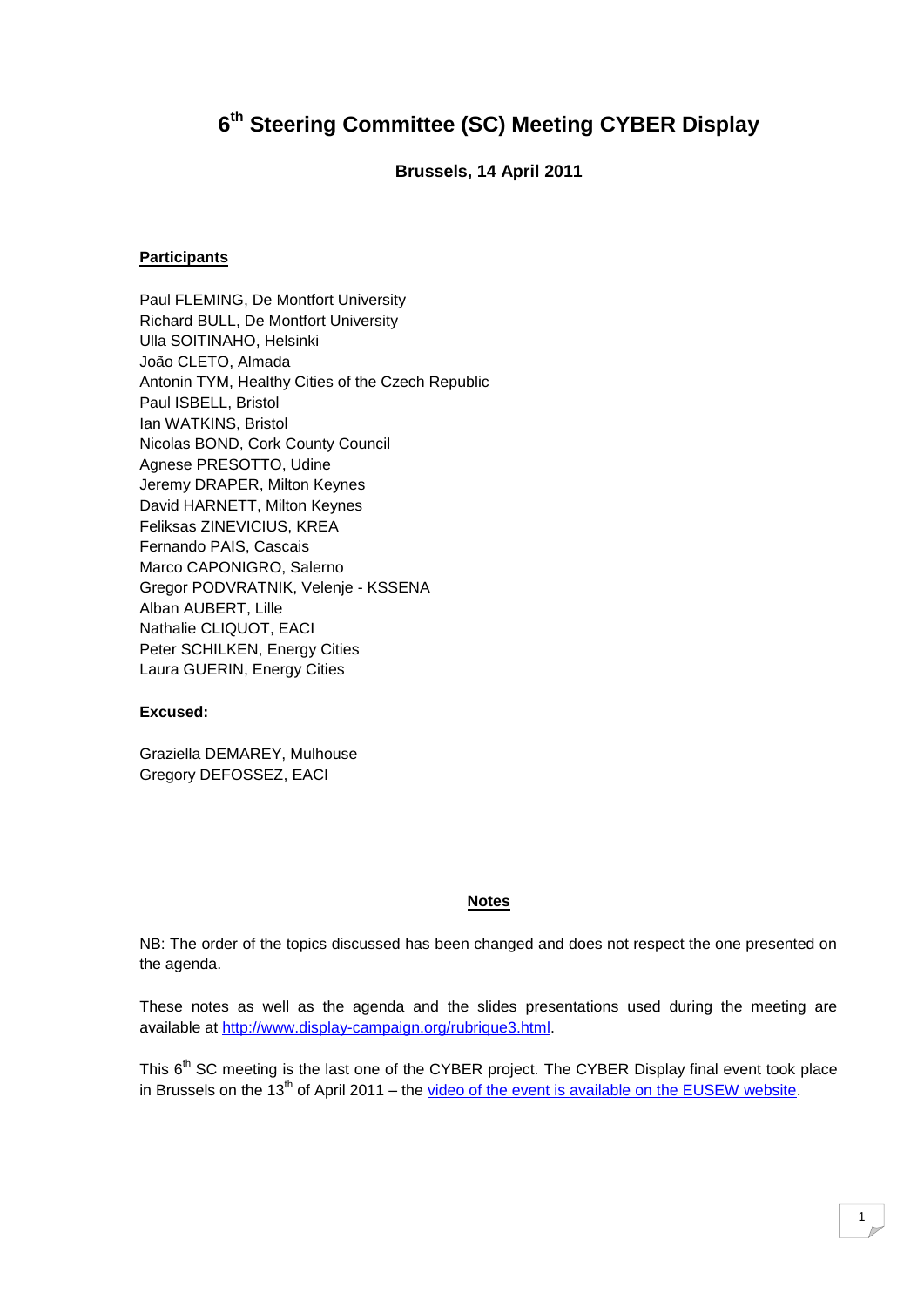# 6th Steering Committee (SC) Meeting CYBER Display

**Brussels, 14 April 2011**

**Participants**

Paul FLEMING, De Montfort University
Richard BULL, De Montfort University
Ulla SOITINAHO, Helsinki
João CLETO, Almada
Antonin TYM, Healthy Cities of the Czech Republic
Paul ISBELL, Bristol
Ian WATKINS, Bristol
Nicolas BOND, Cork County Council
Agnese PRESOTTO, Udine
Jeremy DRAPER, Milton Keynes
David HARNETT, Milton Keynes
Feliksas ZINEVICIUS, KREA
Fernando PAIS, Cascais
Marco CAPONIGRO, Salerno
Gregor PODVRATNIK, Velenje - KSSENA
Alban AUBERT, Lille
Nathalie CLIQUOT, EACI
Peter SCHILKEN, Energy Cities
Laura GUERIN, Energy Cities

**Excused:**

Graziella DEMAREY, Mulhouse
Gregory DEFOSSEZ, EACI

**Notes**

NB: The order of the topics discussed has been changed and does not respect the one presented on the agenda.

These notes as well as the agenda and the slides presentations used during the meeting are available at [http://www.display-campaign.org/rubrique3.html](http://www.display-campaign.org/rubrique3.html).

This 6th SC meeting is the last one of the CYBER project. The CYBER Display final event took place in Brussels on the 13th of April 2011 – the video of the event is available on the EUSEW website.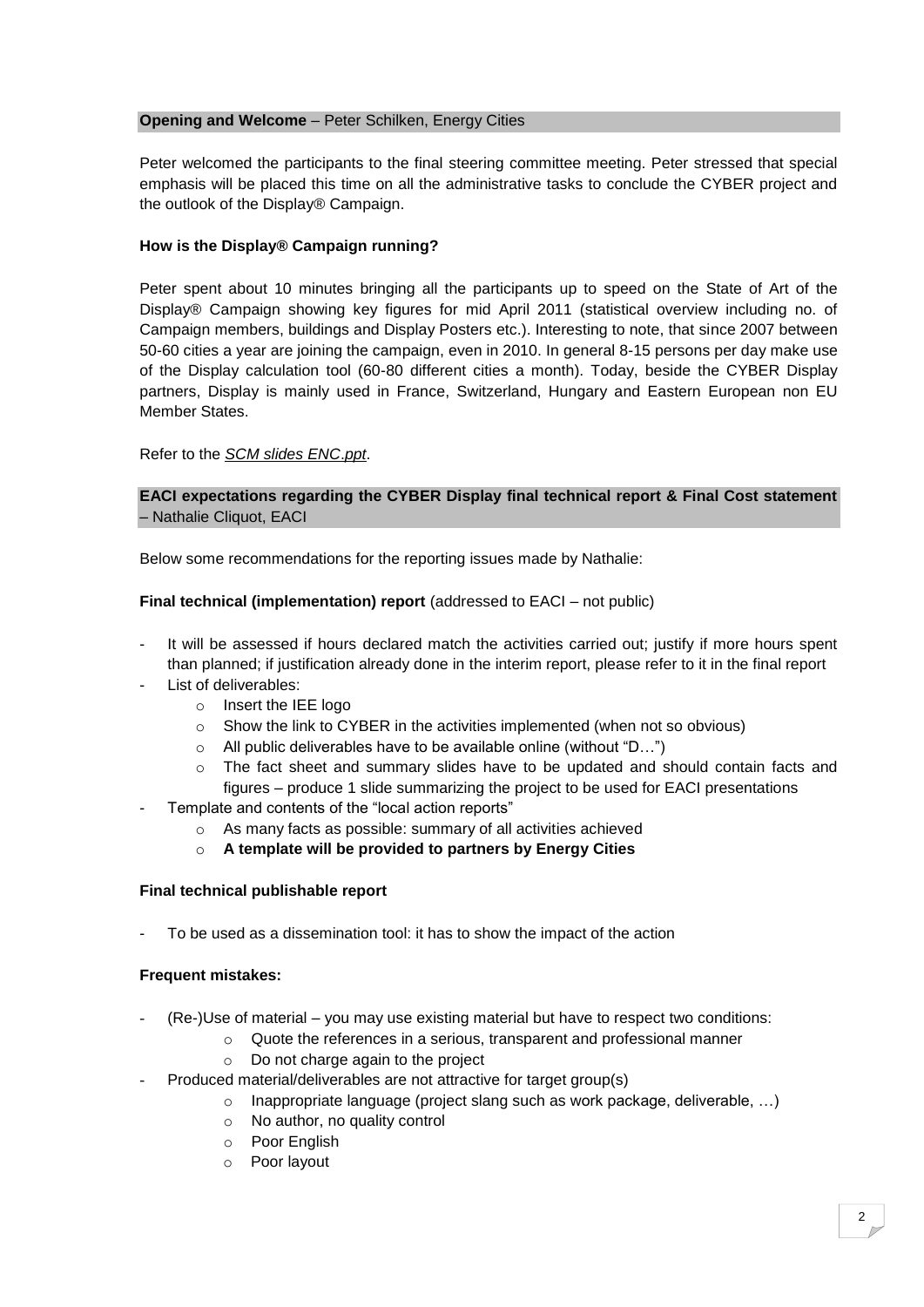**Opening and Welcome** – Peter Schilken, Energy Cities

Peter welcomed the participants to the final steering committee meeting. Peter stressed that special emphasis will be placed this time on all the administrative tasks to conclude the CYBER project and the outlook of the Display® Campaign.

**How is the Display® Campaign running?**

Peter spent about 10 minutes bringing all the participants up to speed on the State of Art of the Display® Campaign showing key figures for mid April 2011 (statistical overview including no. of Campaign members, buildings and Display Posters etc.). Interesting to note, that since 2007 between 50-60 cities a year are joining the campaign, even in 2010. In general 8-15 persons per day make use of the Display calculation tool (60-80 different cities a month). Today, beside the CYBER Display partners, Display is mainly used in France, Switzerland, Hungary and Eastern European non EU Member States.

Refer to the *SCM slides ENC.ppt*.

**EACI expectations regarding the CYBER Display final technical report & Final Cost statement** – Nathalie Cliquot, EACI

Below some recommendations for the reporting issues made by Nathalie:

**Final technical (implementation) report** (addressed to EACI – not public)

- It will be assessed if hours declared match the activities carried out; justify if more hours spent than planned; if justification already done in the interim report, please refer to it in the final report
- List of deliverables:
  - Insert the IEE logo
  - Show the link to CYBER in the activities implemented (when not so obvious)
  - All public deliverables have to be available online (without "D…")
  - The fact sheet and summary slides have to be updated and should contain facts and figures – produce 1 slide summarizing the project to be used for EACI presentations
- Template and contents of the "local action reports"
  - As many facts as possible: summary of all activities achieved
  - **A template will be provided to partners by Energy Cities**

**Final technical publishable report**

- To be used as a dissemination tool: it has to show the impact of the action

**Frequent mistakes:**

- (Re-)Use of material – you may use existing material but have to respect two conditions:
  - Quote the references in a serious, transparent and professional manner
  - Do not charge again to the project
- Produced material/deliverables are not attractive for target group(s)
  - Inappropriate language (project slang such as work package, deliverable, …)
  - No author, no quality control
  - Poor English
  - Poor layout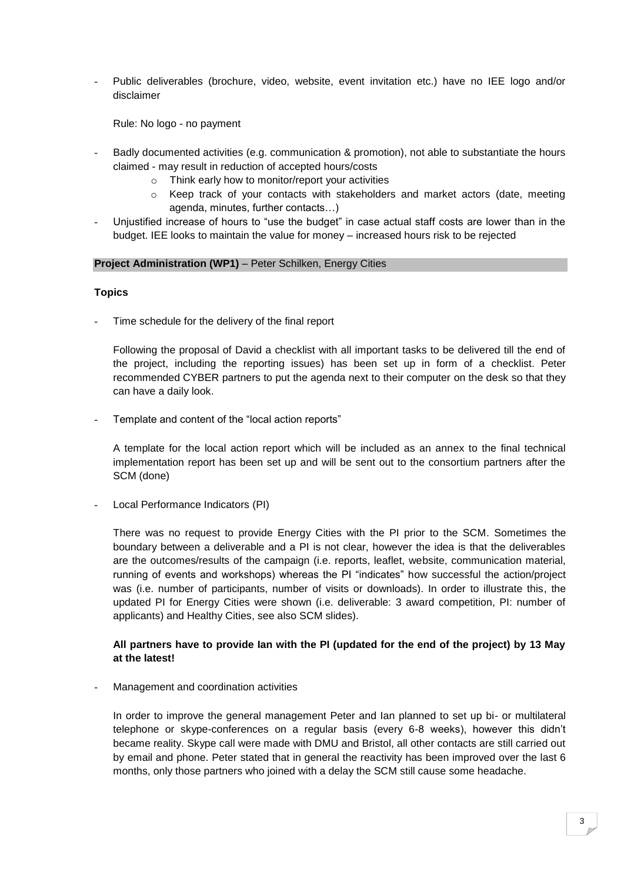- Public deliverables (brochure, video, website, event invitation etc.) have no IEE logo and/or disclaimer

  Rule: No logo - no payment

- Badly documented activities (e.g. communication & promotion), not able to substantiate the hours claimed - may result in reduction of accepted hours/costs
  - Think early how to monitor/report your activities
  - Keep track of your contacts with stakeholders and market actors (date, meeting agenda, minutes, further contacts…)
- Unjustified increase of hours to "use the budget" in case actual staff costs are lower than in the budget. IEE looks to maintain the value for money – increased hours risk to be rejected

**Project Administration (WP1)** – Peter Schilken, Energy Cities

**Topics**

- Time schedule for the delivery of the final report

  Following the proposal of David a checklist with all important tasks to be delivered till the end of the project, including the reporting issues) has been set up in form of a checklist. Peter recommended CYBER partners to put the agenda next to their computer on the desk so that they can have a daily look.

- Template and content of the "local action reports"

  A template for the local action report which will be included as an annex to the final technical implementation report has been set up and will be sent out to the consortium partners after the SCM (done)

- Local Performance Indicators (PI)

  There was no request to provide Energy Cities with the PI prior to the SCM. Sometimes the boundary between a deliverable and a PI is not clear, however the idea is that the deliverables are the outcomes/results of the campaign (i.e. reports, leaflet, website, communication material, running of events and workshops) whereas the PI "indicates" how successful the action/project was (i.e. number of participants, number of visits or downloads). In order to illustrate this, the updated PI for Energy Cities were shown (i.e. deliverable: 3 award competition, PI: number of applicants) and Healthy Cities, see also SCM slides).

  **All partners have to provide Ian with the PI (updated for the end of the project) by 13 May at the latest!**

- Management and coordination activities

  In order to improve the general management Peter and Ian planned to set up bi- or multilateral telephone or skype-conferences on a regular basis (every 6-8 weeks), however this didn't became reality. Skype call were made with DMU and Bristol, all other contacts are still carried out by email and phone. Peter stated that in general the reactivity has been improved over the last 6 months, only those partners who joined with a delay the SCM still cause some headache.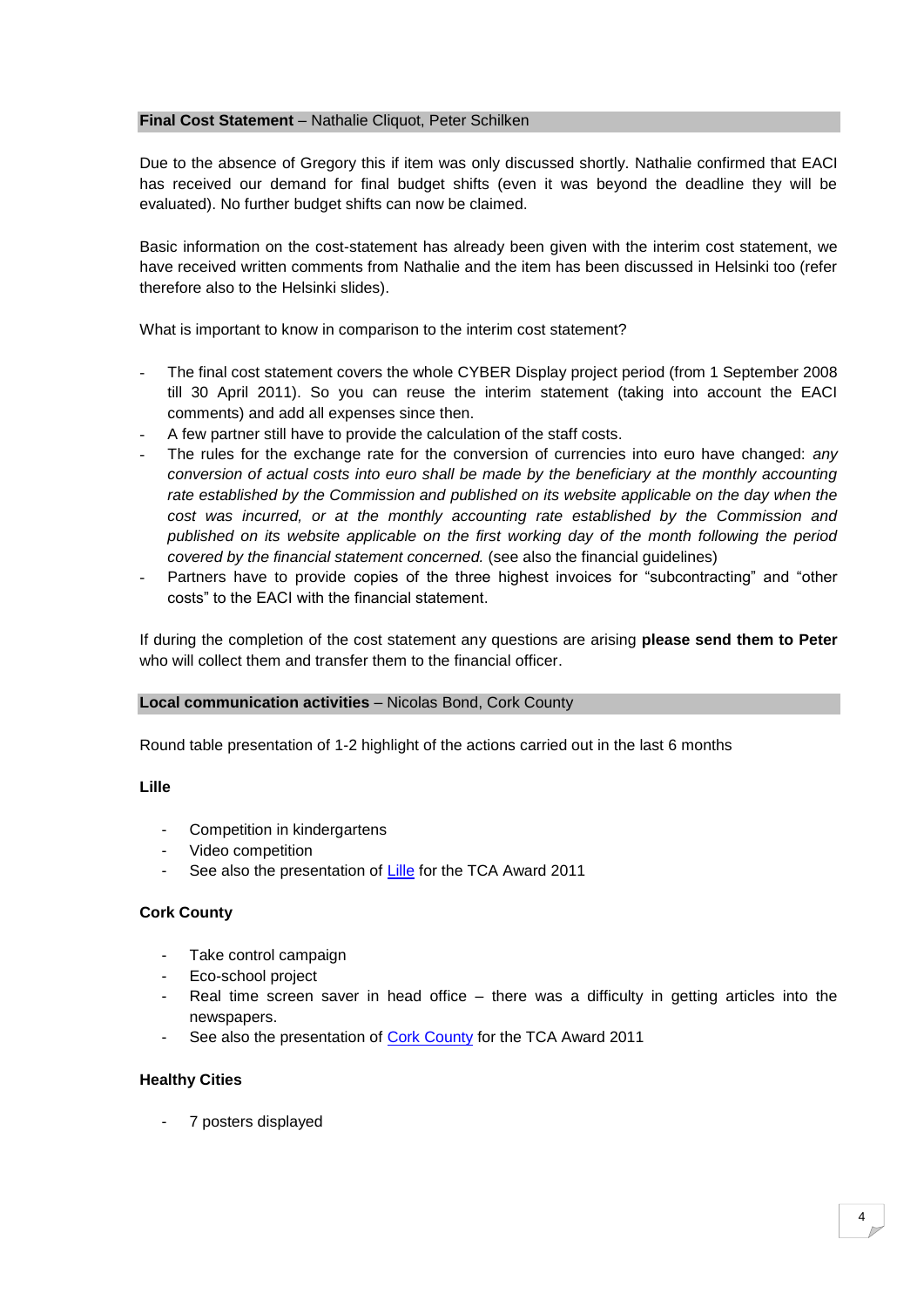**Final Cost Statement** – Nathalie Cliquot, Peter Schilken

Due to the absence of Gregory this if item was only discussed shortly. Nathalie confirmed that EACI has received our demand for final budget shifts (even it was beyond the deadline they will be evaluated). No further budget shifts can now be claimed.

Basic information on the cost-statement has already been given with the interim cost statement, we have received written comments from Nathalie and the item has been discussed in Helsinki too (refer therefore also to the Helsinki slides).

What is important to know in comparison to the interim cost statement?

- The final cost statement covers the whole CYBER Display project period (from 1 September 2008 till 30 April 2011). So you can reuse the interim statement (taking into account the EACI comments) and add all expenses since then.
- A few partner still have to provide the calculation of the staff costs.
- The rules for the exchange rate for the conversion of currencies into euro have changed: *any conversion of actual costs into euro shall be made by the beneficiary at the monthly accounting rate established by the Commission and published on its website applicable on the day when the cost was incurred, or at the monthly accounting rate established by the Commission and published on its website applicable on the first working day of the month following the period covered by the financial statement concerned.* (see also the financial guidelines)
- Partners have to provide copies of the three highest invoices for "subcontracting" and "other costs" to the EACI with the financial statement.

If during the completion of the cost statement any questions are arising **please send them to Peter** who will collect them and transfer them to the financial officer.

**Local communication activities** – Nicolas Bond, Cork County

Round table presentation of 1-2 highlight of the actions carried out in the last 6 months

**Lille**

- Competition in kindergartens
- Video competition
- See also the presentation of Lille for the TCA Award 2011

**Cork County**

- Take control campaign
- Eco-school project
- Real time screen saver in head office – there was a difficulty in getting articles into the newspapers.
- See also the presentation of Cork County for the TCA Award 2011

**Healthy Cities**

- 7 posters displayed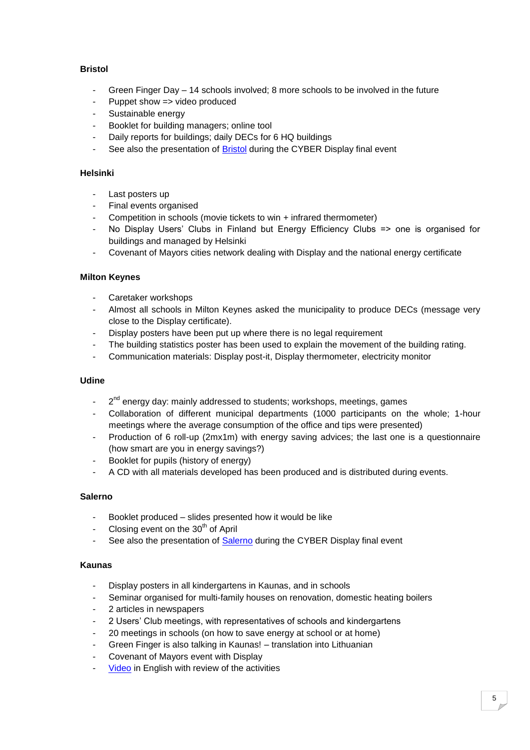**Bristol**

- Green Finger Day – 14 schools involved; 8 more schools to be involved in the future
- Puppet show => video produced
- Sustainable energy
- Booklet for building managers; online tool
- Daily reports for buildings; daily DECs for 6 HQ buildings
- See also the presentation of Bristol during the CYBER Display final event

**Helsinki**

- Last posters up
- Final events organised
- Competition in schools (movie tickets to win + infrared thermometer)
- No Display Users' Clubs in Finland but Energy Efficiency Clubs => one is organised for buildings and managed by Helsinki
- Covenant of Mayors cities network dealing with Display and the national energy certificate

**Milton Keynes**

- Caretaker workshops
- Almost all schools in Milton Keynes asked the municipality to produce DECs (message very close to the Display certificate).
- Display posters have been put up where there is no legal requirement
- The building statistics poster has been used to explain the movement of the building rating.
- Communication materials: Display post-it, Display thermometer, electricity monitor

**Udine**

- 2nd energy day: mainly addressed to students; workshops, meetings, games
- Collaboration of different municipal departments (1000 participants on the whole; 1-hour meetings where the average consumption of the office and tips were presented)
- Production of 6 roll-up (2mx1m) with energy saving advices; the last one is a questionnaire (how smart are you in energy savings?)
- Booklet for pupils (history of energy)
- A CD with all materials developed has been produced and is distributed during events.

**Salerno**

- Booklet produced – slides presented how it would be like
- Closing event on the 30th of April
- See also the presentation of Salerno during the CYBER Display final event

**Kaunas**

- Display posters in all kindergartens in Kaunas, and in schools
- Seminar organised for multi-family houses on renovation, domestic heating boilers
- 2 articles in newspapers
- 2 Users' Club meetings, with representatives of schools and kindergartens
- 20 meetings in schools (on how to save energy at school or at home)
- Green Finger is also talking in Kaunas! – translation into Lithuanian
- Covenant of Mayors event with Display
- Video in English with review of the activities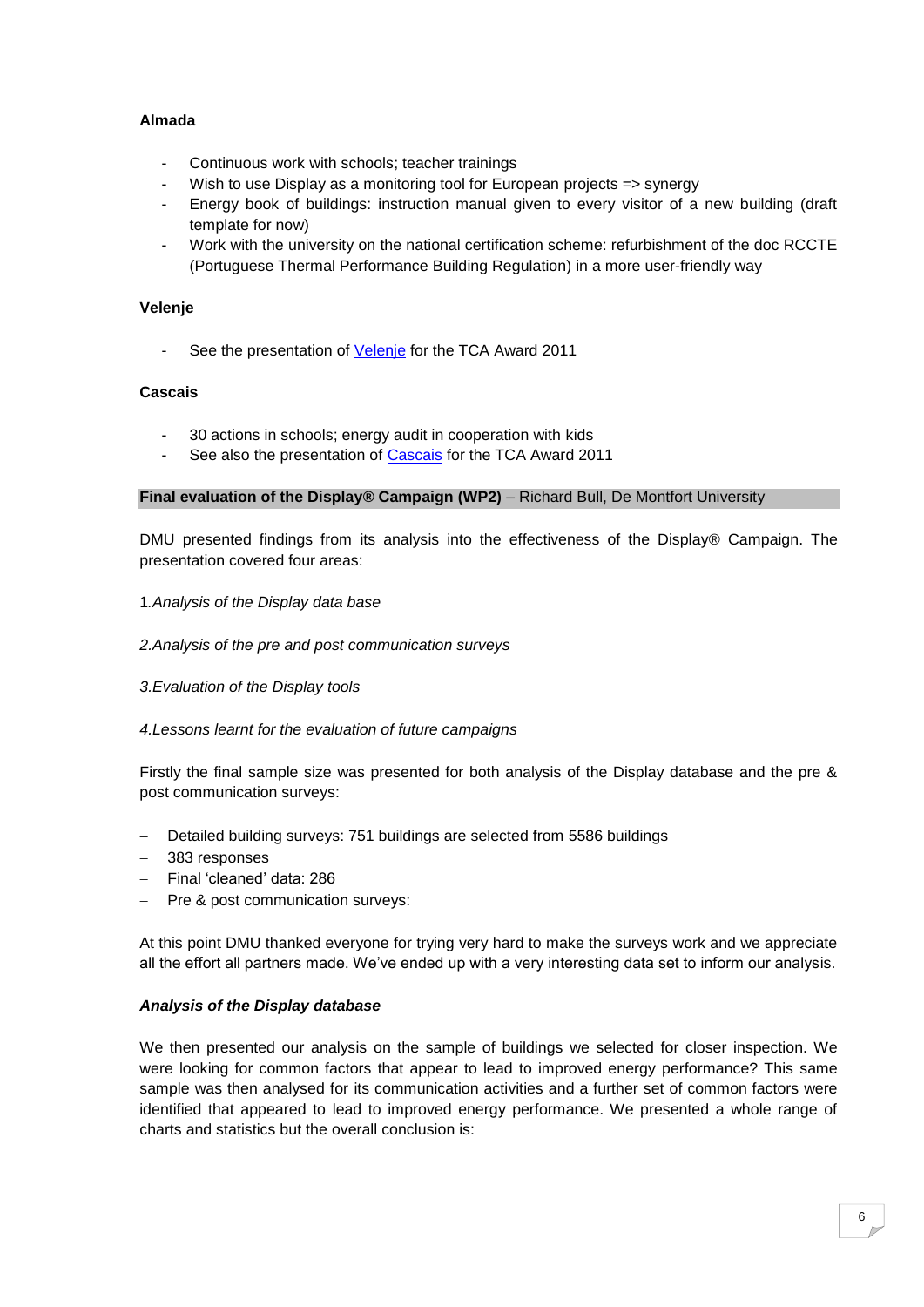**Almada**

- Continuous work with schools; teacher trainings
- Wish to use Display as a monitoring tool for European projects => synergy
- Energy book of buildings: instruction manual given to every visitor of a new building (draft template for now)
- Work with the university on the national certification scheme: refurbishment of the doc RCCTE (Portuguese Thermal Performance Building Regulation) in a more user-friendly way

**Velenje**

- See the presentation of Velenje for the TCA Award 2011

**Cascais**

- 30 actions in schools; energy audit in cooperation with kids
- See also the presentation of Cascais for the TCA Award 2011

**Final evaluation of the Display® Campaign (WP2)** – Richard Bull, De Montfort University

DMU presented findings from its analysis into the effectiveness of the Display® Campaign. The presentation covered four areas:

1.*Analysis of the Display data base*

*2.Analysis of the pre and post communication surveys*

*3.Evaluation of the Display tools*

*4.Lessons learnt for the evaluation of future campaigns*

Firstly the final sample size was presented for both analysis of the Display database and the pre & post communication surveys:

- Detailed building surveys: 751 buildings are selected from 5586 buildings
- 383 responses
- Final 'cleaned' data: 286
- Pre & post communication surveys:

At this point DMU thanked everyone for trying very hard to make the surveys work and we appreciate all the effort all partners made. We've ended up with a very interesting data set to inform our analysis.

***Analysis of the Display database***

We then presented our analysis on the sample of buildings we selected for closer inspection. We were looking for common factors that appear to lead to improved energy performance? This same sample was then analysed for its communication activities and a further set of common factors were identified that appeared to lead to improved energy performance. We presented a whole range of charts and statistics but the overall conclusion is: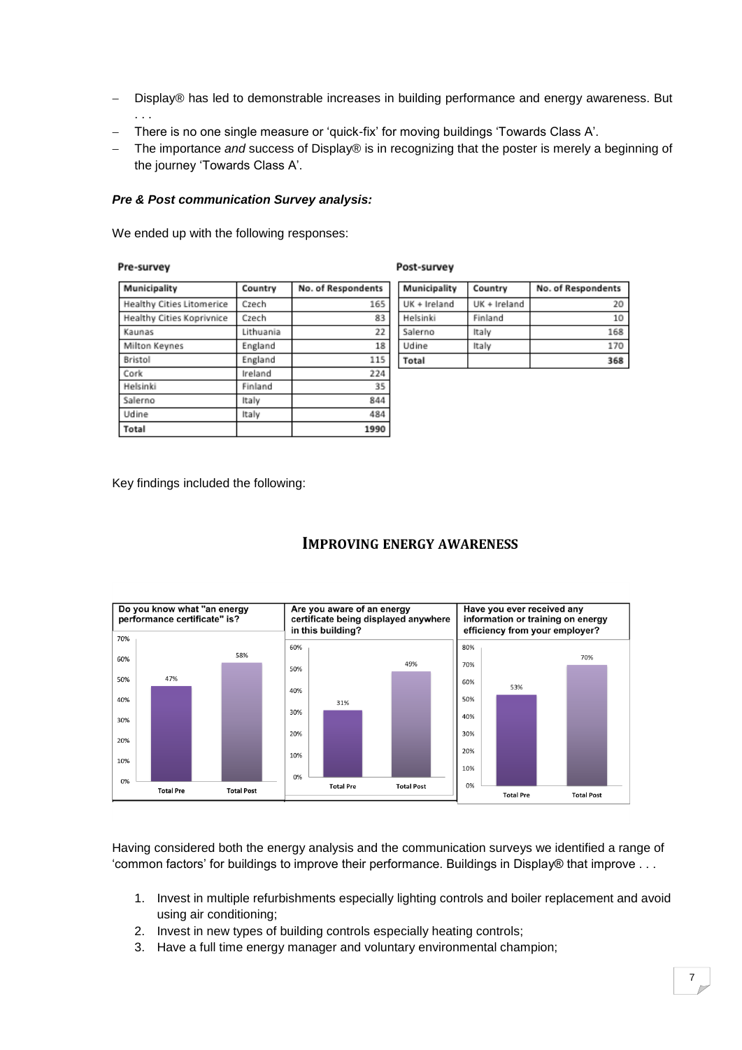- Display® has led to demonstrable increases in building performance and energy awareness. But . . .
- There is no one single measure or 'quick-fix' for moving buildings 'Towards Class A'.
- The importance *and* success of Display® is in recognizing that the poster is merely a beginning of the journey 'Towards Class A'.

***Pre & Post communication Survey analysis:***

We ended up with the following responses:

**Pre-survey**

| Municipality | Country | No. of Respondents |
|---|---|---|
| Healthy Cities Litomerice | Czech | 165 |
| Healthy Cities Koprivnice | Czech | 83 |
| Kaunas | Lithuania | 22 |
| Milton Keynes | England | 18 |
| Bristol | England | 115 |
| Cork | Ireland | 224 |
| Helsinki | Finland | 35 |
| Salerno | Italy | 844 |
| Udine | Italy | 484 |
| **Total** | | **1990** |

**Post-survey**

| Municipality | Country | No. of Respondents |
|---|---|---|
| UK + Ireland | UK + Ireland | 20 |
| Helsinki | Finland | 10 |
| Salerno | Italy | 168 |
| Udine | Italy | 170 |
| **Total** | | **368** |

Key findings included the following:

## IMPROVING ENERGY AWARENESS

| Question | Total Pre | Total Post |
|---|---|---|
| Do you know what "an energy performance certificate" is? | 47% | 58% |
| Are you aware of an energy certificate being displayed anywhere in this building? | 31% | 49% |
| Have you ever received any information or training on energy efficiency from your employer? | 53% | 70% |

Having considered both the energy analysis and the communication surveys we identified a range of 'common factors' for buildings to improve their performance. Buildings in Display® that improve . . .

1. Invest in multiple refurbishments especially lighting controls and boiler replacement and avoid using air conditioning;
2. Invest in new types of building controls especially heating controls;
3. Have a full time energy manager and voluntary environmental champion;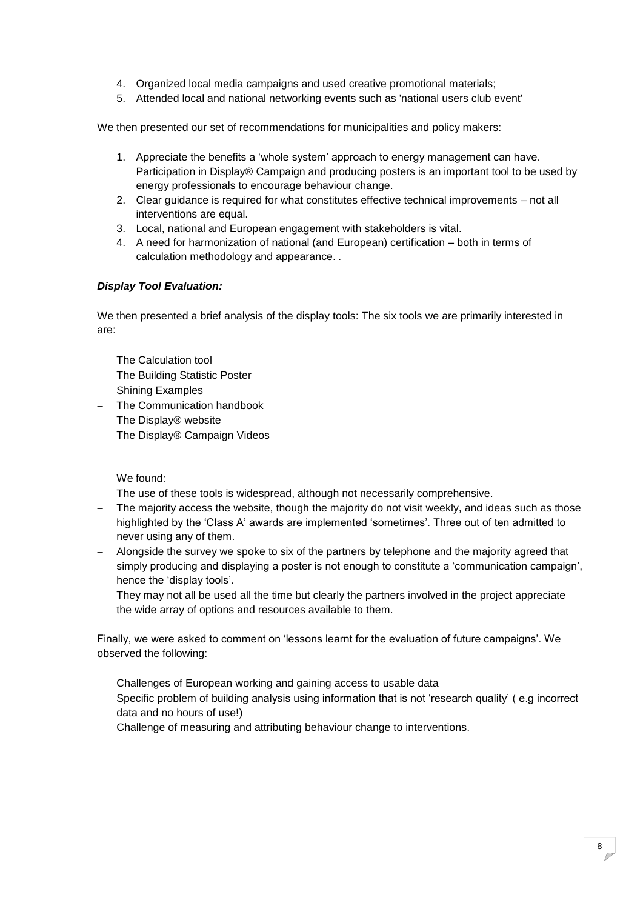4. Organized local media campaigns and used creative promotional materials;
5. Attended local and national networking events such as 'national users club event'

We then presented our set of recommendations for municipalities and policy makers:

1. Appreciate the benefits a 'whole system' approach to energy management can have. Participation in Display® Campaign and producing posters is an important tool to be used by energy professionals to encourage behaviour change.
2. Clear guidance is required for what constitutes effective technical improvements – not all interventions are equal.
3. Local, national and European engagement with stakeholders is vital.
4. A need for harmonization of national (and European) certification – both in terms of calculation methodology and appearance. .

***Display Tool Evaluation:***

We then presented a brief analysis of the display tools: The six tools we are primarily interested in are:

- The Calculation tool
- The Building Statistic Poster
- Shining Examples
- The Communication handbook
- The Display® website
- The Display® Campaign Videos

We found:

- The use of these tools is widespread, although not necessarily comprehensive.
- The majority access the website, though the majority do not visit weekly, and ideas such as those highlighted by the 'Class A' awards are implemented 'sometimes'. Three out of ten admitted to never using any of them.
- Alongside the survey we spoke to six of the partners by telephone and the majority agreed that simply producing and displaying a poster is not enough to constitute a 'communication campaign', hence the 'display tools'.
- They may not all be used all the time but clearly the partners involved in the project appreciate the wide array of options and resources available to them.

Finally, we were asked to comment on 'lessons learnt for the evaluation of future campaigns'. We observed the following:

- Challenges of European working and gaining access to usable data
- Specific problem of building analysis using information that is not 'research quality' ( e.g incorrect data and no hours of use!)
- Challenge of measuring and attributing behaviour change to interventions.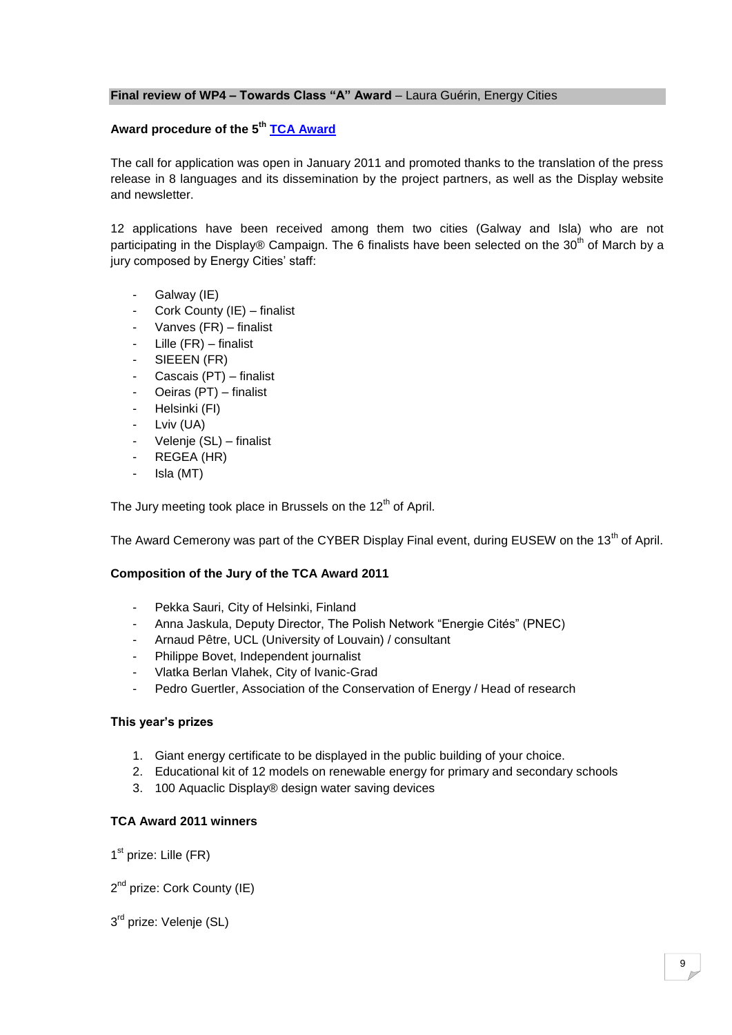**Final review of WP4 – Towards Class "A" Award** – Laura Guérin, Energy Cities

**Award procedure of the 5th TCA Award**

The call for application was open in January 2011 and promoted thanks to the translation of the press release in 8 languages and its dissemination by the project partners, as well as the Display website and newsletter.

12 applications have been received among them two cities (Galway and Isla) who are not participating in the Display® Campaign. The 6 finalists have been selected on the 30th of March by a jury composed by Energy Cities' staff:

- Galway (IE)
- Cork County (IE) – finalist
- Vanves (FR) – finalist
- Lille (FR) – finalist
- SIEEEN (FR)
- Cascais (PT) – finalist
- Oeiras (PT) – finalist
- Helsinki (FI)
- Lviv (UA)
- Velenje (SL) – finalist
- REGEA (HR)
- Isla (MT)

The Jury meeting took place in Brussels on the 12th of April.

The Award Cemerony was part of the CYBER Display Final event, during EUSEW on the 13th of April.

**Composition of the Jury of the TCA Award 2011**

- Pekka Sauri, City of Helsinki, Finland
- Anna Jaskula, Deputy Director, The Polish Network "Energie Cités" (PNEC)
- Arnaud Pêtre, UCL (University of Louvain) / consultant
- Philippe Bovet, Independent journalist
- Vlatka Berlan Vlahek, City of Ivanic-Grad
- Pedro Guertler, Association of the Conservation of Energy / Head of research

**This year's prizes**

1. Giant energy certificate to be displayed in the public building of your choice.
2. Educational kit of 12 models on renewable energy for primary and secondary schools
3. 100 Aquaclic Display® design water saving devices

**TCA Award 2011 winners**

1st prize: Lille (FR)

2nd prize: Cork County (IE)

3rd prize: Velenje (SL)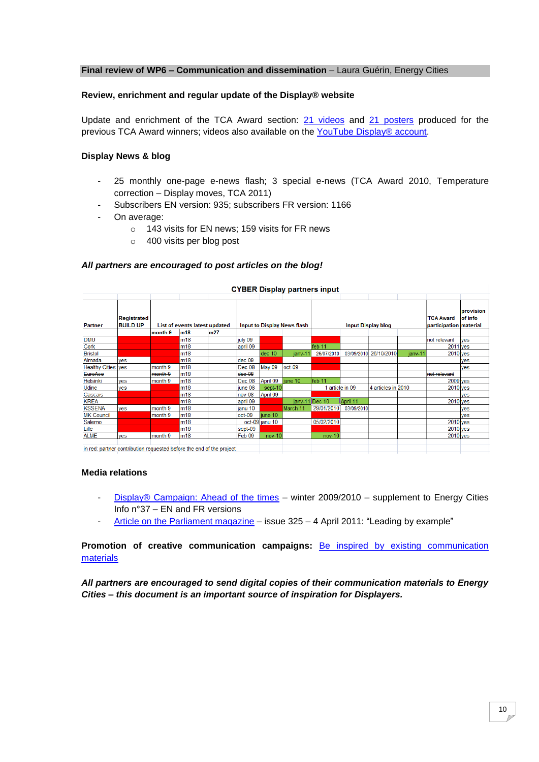## Final review of WP6 – Communication and dissemination – Laura Guérin, Energy Cities

### Review, enrichment and regular update of the Display® website

Update and enrichment of the TCA Award section: 21 videos and 21 posters produced for the previous TCA Award winners; videos also available on the YouTube Display® account.

### Display News & blog

- 25 monthly one-page e-news flash; 3 special e-news (TCA Award 2010, Temperature correction – Display moves, TCA 2011)
- Subscribers EN version: 935; subscribers FR version: 1166
- On average:
  - 143 visits for EN news; 159 visits for FR news
  - 400 visits per blog post

***All partners are encouraged to post articles on the blog!***

**CYBER Display partners input**

| Partner | Registrated BUILD UP | List of events latest updated | | | Input to Display News flash | | | Input Display blog | | | | TCA Award participation | provision of info material |
|---|---|---|---|---|---|---|---|---|---|---|---|---|---|
| | | month 9 | m18 | m27 | | | | | | | | | |
| DMU | | | m18 | | july 09 | | | | | | | not relevant | yes |
| Cork | | | m18 | | april 09 | | | feb 11 | | | | 2011 | yes |
| Bristol | | | m18 | | | dec 10 | janv-11 | 26/07/2010 | 03/09/2010 | 26/10/2010 | janv-11 | 2010 | yes |
| Almada | yes | | m18 | | dec 09 | | | | | | | | yes |
| Healthy Cities | yes | month 9 | m18 | | Dec 08 | May 09 | oct-09 | | | | | | yes |
| ~~EuroAce~~ | | ~~month 9~~ | m18 | | ~~dec 08~~ | | | | | | | ~~not relevant~~ | |
| Helsinki | yes | month 9 | m18 | | Dec 08 | April 09 | june 10 | feb 11 | | | | 2009 | yes |
| Udine | yes | | m18 | | june 06 | sept-10 | | 1 article in 09 | | 4 articles in 2010 | | 2010 | yes |
| Cascais | | | m18 | | nov-08 | April 09 | | | | | | | yes |
| KREA | | | m18 | | april 09 | | janv-11 | Dec 10 | April 11 | | | 2010 | yes |
| KSSENA | yes | month 9 | m18 | | janu 10 | | March 11 | 29/01/2010 | 03/09/2010 | | | | yes |
| MK Council | | month 9 | m18 | | oct-09 | june 10 | | | | | | | yes |
| Salerno | | | m18 | | oct-09 | janu 10 | | 05/02/2010 | | | | 2010 | yes |
| Lille | | | m18 | | sept-09 | | | | | | | 2010 | yes |
| ALME | yes | month 9 | m18 | | Feb 09 | nov-10 | | nov-10 | | | | 2010 | yes |

in red: partner contribution requested before the end of the project

### Media relations

- Display® Campaign: Ahead of the times – winter 2009/2010 – supplement to Energy Cities Info n°37 – EN and FR versions
- Article on the Parliament magazine – issue 325 – 4 April 2011: "Leading by example"

**Promotion of creative communication campaigns:** Be inspired by existing communication materials

***All partners are encouraged to send digital copies of their communication materials to Energy Cities – this document is an important source of inspiration for Displayers.***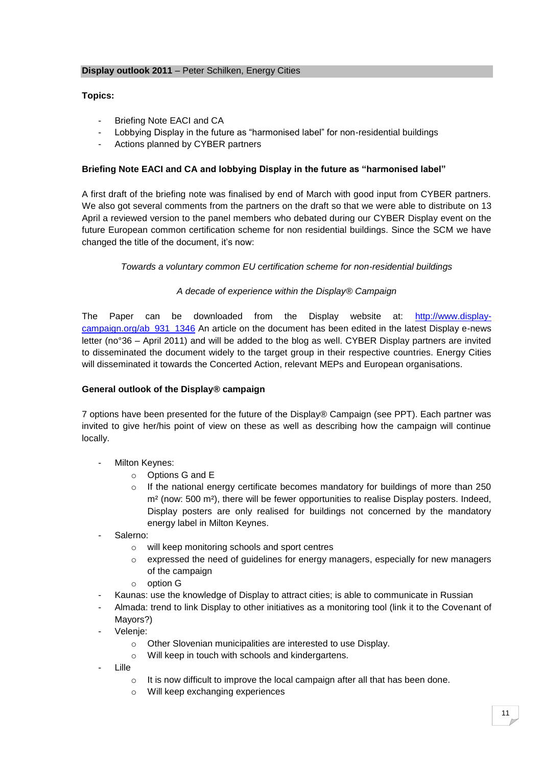**Display outlook 2011** – Peter Schilken, Energy Cities

**Topics:**

- Briefing Note EACI and CA
- Lobbying Display in the future as “harmonised label” for non-residential buildings
- Actions planned by CYBER partners

**Briefing Note EACI and CA and lobbying Display in the future as “harmonised label”**

A first draft of the briefing note was finalised by end of March with good input from CYBER partners. We also got several comments from the partners on the draft so that we were able to distribute on 13 April a reviewed version to the panel members who debated during our CYBER Display event on the future European common certification scheme for non residential buildings. Since the SCM we have changed the title of the document, it’s now:

*Towards a voluntary common EU certification scheme for non-residential buildings*

*A decade of experience within the Display® Campaign*

The Paper can be downloaded from the Display website at: [http://www.display-campaign.org/ab_931_1346](http://www.display-campaign.org/ab_931_1346) An article on the document has been edited in the latest Display e-news letter (no°36 – April 2011) and will be added to the blog as well. CYBER Display partners are invited to disseminated the document widely to the target group in their respective countries. Energy Cities will disseminated it towards the Concerted Action, relevant MEPs and European organisations.

**General outlook of the Display® campaign**

7 options have been presented for the future of the Display® Campaign (see PPT). Each partner was invited to give her/his point of view on these as well as describing how the campaign will continue locally.

- Milton Keynes:
  - Options G and E
  - If the national energy certificate becomes mandatory for buildings of more than 250 m² (now: 500 m²), there will be fewer opportunities to realise Display posters. Indeed, Display posters are only realised for buildings not concerned by the mandatory energy label in Milton Keynes.
- Salerno:
  - will keep monitoring schools and sport centres
  - expressed the need of guidelines for energy managers, especially for new managers of the campaign
  - option G
- Kaunas: use the knowledge of Display to attract cities; is able to communicate in Russian
- Almada: trend to link Display to other initiatives as a monitoring tool (link it to the Covenant of Mayors?)
- Velenje:
  - Other Slovenian municipalities are interested to use Display.
  - Will keep in touch with schools and kindergartens.
- Lille
  - It is now difficult to improve the local campaign after all that has been done.
  - Will keep exchanging experiences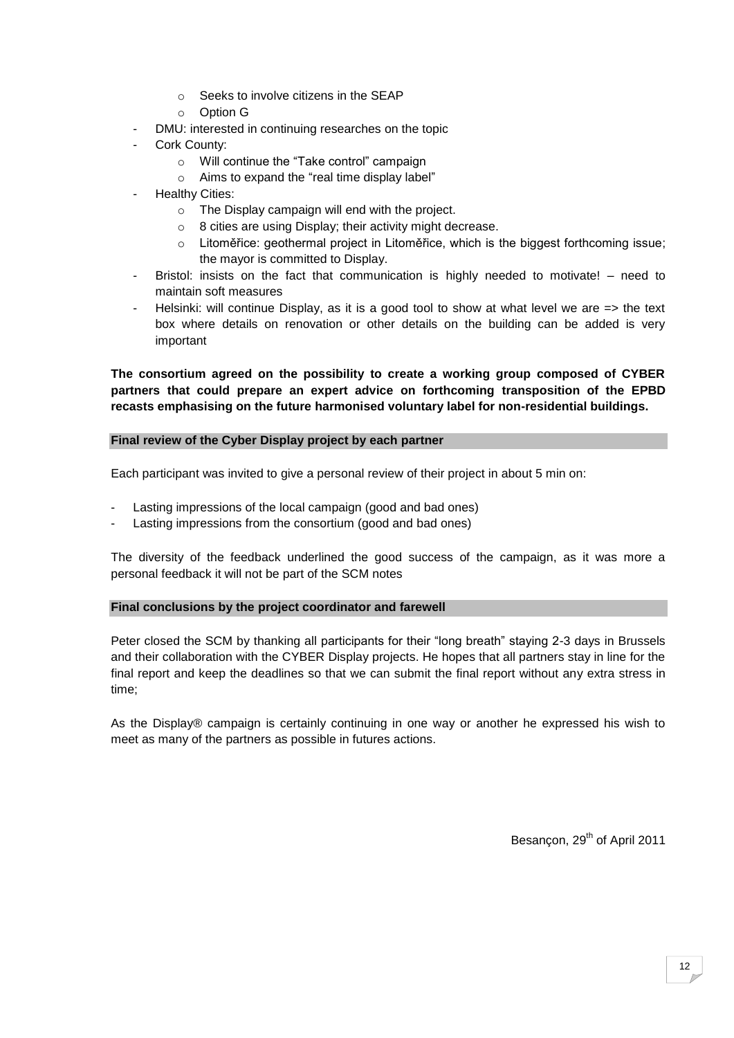- Seeks to involve citizens in the SEAP
  - Option G
- DMU: interested in continuing researches on the topic
- Cork County:
  - Will continue the "Take control" campaign
  - Aims to expand the "real time display label"
- Healthy Cities:
  - The Display campaign will end with the project.
  - 8 cities are using Display; their activity might decrease.
  - Litoměřice: geothermal project in Litoměřice, which is the biggest forthcoming issue; the mayor is committed to Display.
- Bristol: insists on the fact that communication is highly needed to motivate! – need to maintain soft measures
- Helsinki: will continue Display, as it is a good tool to show at what level we are => the text box where details on renovation or other details on the building can be added is very important

**The consortium agreed on the possibility to create a working group composed of CYBER partners that could prepare an expert advice on forthcoming transposition of the EPBD recasts emphasising on the future harmonised voluntary label for non-residential buildings.**

#### Final review of the Cyber Display project by each partner

Each participant was invited to give a personal review of their project in about 5 min on:

- Lasting impressions of the local campaign (good and bad ones)
- Lasting impressions from the consortium (good and bad ones)

The diversity of the feedback underlined the good success of the campaign, as it was more a personal feedback it will not be part of the SCM notes

#### Final conclusions by the project coordinator and farewell

Peter closed the SCM by thanking all participants for their "long breath" staying 2-3 days in Brussels and their collaboration with the CYBER Display projects. He hopes that all partners stay in line for the final report and keep the deadlines so that we can submit the final report without any extra stress in time;

As the Display® campaign is certainly continuing in one way or another he expressed his wish to meet as many of the partners as possible in futures actions.

Besançon, 29th of April 2011